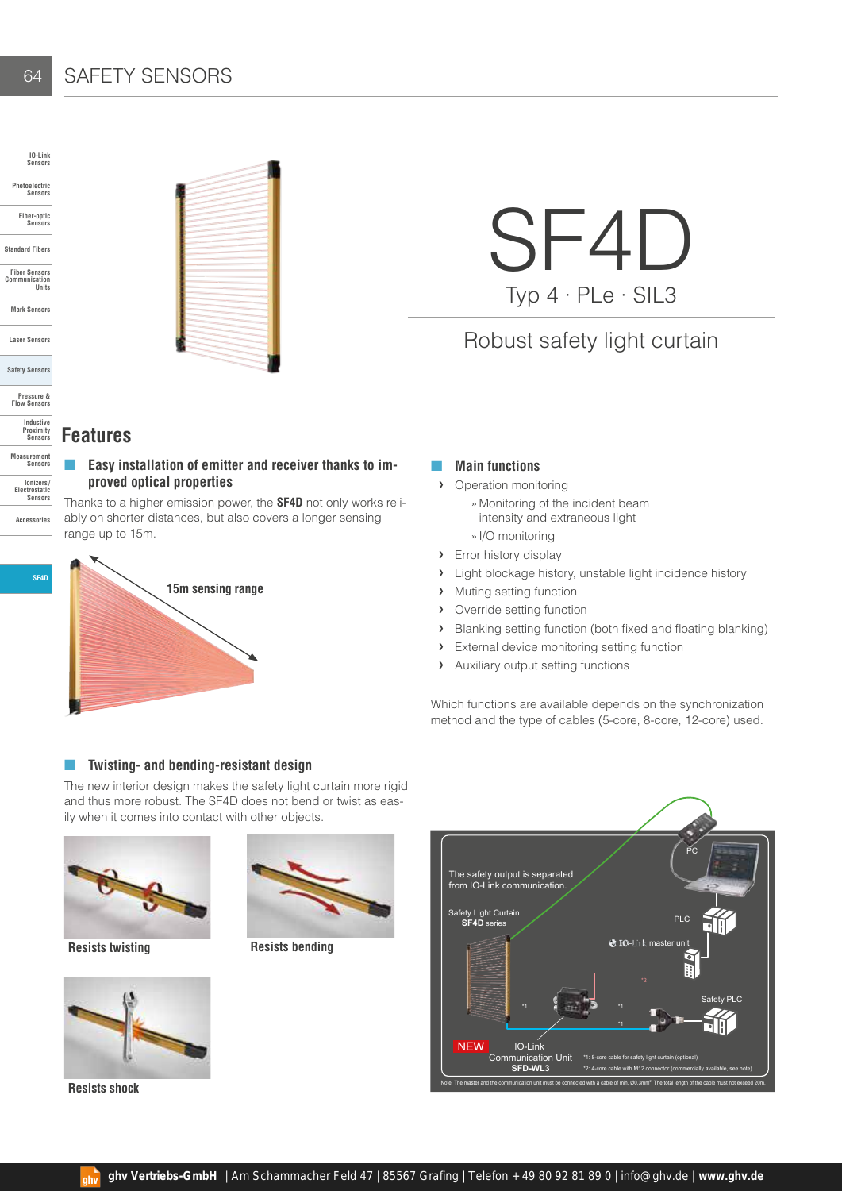# SF4D

Typ 4 · PLe · SIL3

Robust safety light curtain

## Features

### Easy installation of emitter and receiver thanks to improved optical properties

Thanks to a higher emission power, the **SF4D** not only works reliably on shorter distances, but also covers a longer sensing range up to 15m.

15m sensing range

### Main functions

- Operation monitoring
  - Monitoring of the incident beam intensity and extraneous light
  - I/O monitoring
- Error history display
- Light blockage history, unstable light incidence history
- Muting setting function
- Override setting function
- Blanking setting function (both fixed and floating blanking)
- External device monitoring setting function
- Auxiliary output setting functions

Which functions are available depends on the synchronization method and the type of cables (5-core, 8-core, 12-core) used.

### Twisting- and bending-resistant design

The new interior design makes the safety light curtain more rigid and thus more robust. The SF4D does not bend or twist as easily when it comes into contact with other objects.

Resists twisting

Resists bending

Resists shock

The safety output is separated from IO-Link communication.

Safety Light Curtain **SF4D** series

PC

PLC

IO-Link master unit

Safety PLC

NEW IO-Link Communication Unit **SFD-WL3**

*1: 8-core cable for safety light curtain (optional)

*2: 4-core cable with M12 connector (commercially available, see note)

Note: The master and the communication unit must be connected with a cable of min. Ø0.3mm². The total length of the cable must not exceed 20m.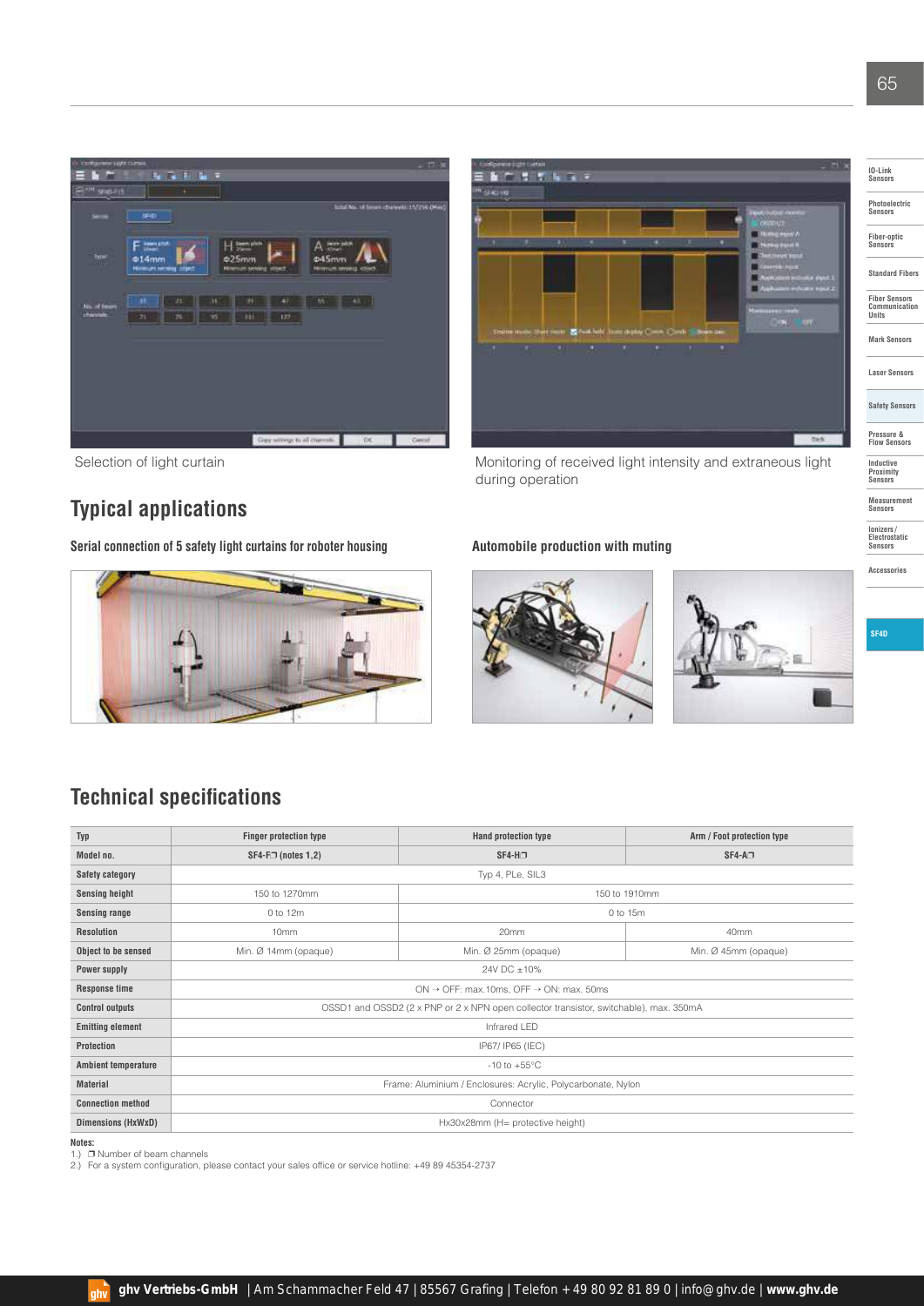Selection of light curtain

Monitoring of received light intensity and extraneous light during operation

## Typical applications

**Serial connection of 5 safety light curtains for roboter housing**

**Automobile production with muting**

## Technical specifications

| Typ | Finger protection type | Hand protection type | Arm / Foot protection type |
|---|---|---|---|
| Model no. | SF4-F❐ (notes 1,2) | SF4-H❐ | SF4-A❐ |
| Safety category | Typ 4, PLe, SIL3 | | |
| Sensing height | 150 to 1270mm | 150 to 1910mm | |
| Sensing range | 0 to 12m | 0 to 15m | |
| Resolution | 10mm | 20mm | 40mm |
| Object to be sensed | Min. Ø 14mm (opaque) | Min. Ø 25mm (opaque) | Min. Ø 45mm (opaque) |
| Power supply | 24V DC ±10% | | |
| Response time | ON → OFF: max.10ms, OFF → ON: max. 50ms | | |
| Control outputs | OSSD1 and OSSD2 (2 x PNP or 2 x NPN open collector transistor, switchable), max. 350mA | | |
| Emitting element | Infrared LED | | |
| Protection | IP67/ IP65 (IEC) | | |
| Ambient temperature | -10 to +55°C | | |
| Material | Frame: Aluminium / Enclosures: Acrylic, Polycarbonate, Nylon | | |
| Connection method | Connector | | |
| Dimensions (HxWxD) | Hx30x28mm (H= protective height) | | |

**Notes:**

1.) ❐ Number of beam channels

2.) For a system configuration, please contact your sales office or service hotline: +49 89 45354-2737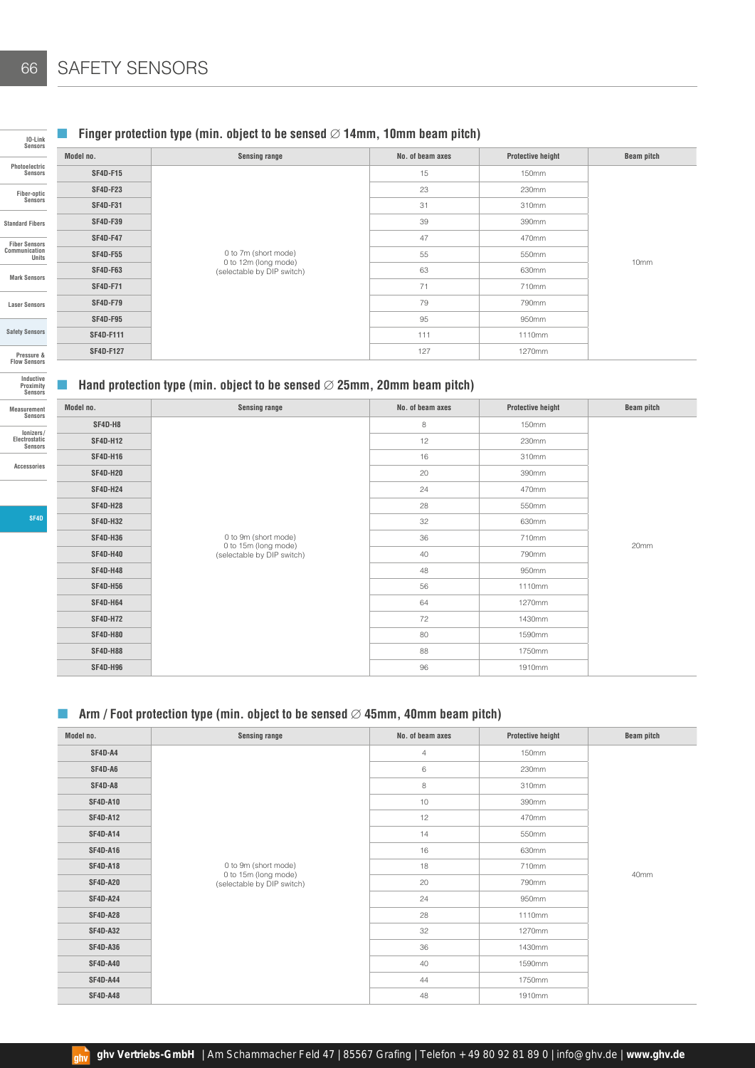# SAFETY SENSORS

## Finger protection type (min. object to be sensed ∅ 14mm, 10mm beam pitch)

| Model no. | Sensing range | No. of beam axes | Protective height | Beam pitch |
|---|---|---|---|---|
| SF4D-F15 | 0 to 7m (short mode) 0 to 12m (long mode) (selectable by DIP switch) | 15 | 150mm | 10mm |
| SF4D-F23 | | 23 | 230mm | |
| SF4D-F31 | | 31 | 310mm | |
| SF4D-F39 | | 39 | 390mm | |
| SF4D-F47 | | 47 | 470mm | |
| SF4D-F55 | | 55 | 550mm | |
| SF4D-F63 | | 63 | 630mm | |
| SF4D-F71 | | 71 | 710mm | |
| SF4D-F79 | | 79 | 790mm | |
| SF4D-F95 | | 95 | 950mm | |
| SF4D-F111 | | 111 | 1110mm | |
| SF4D-F127 | | 127 | 1270mm | |

## Hand protection type (min. object to be sensed ∅ 25mm, 20mm beam pitch)

| Model no. | Sensing range | No. of beam axes | Protective height | Beam pitch |
|---|---|---|---|---|
| SF4D-H8 | 0 to 9m (short mode) 0 to 15m (long mode) (selectable by DIP switch) | 8 | 150mm | 20mm |
| SF4D-H12 | | 12 | 230mm | |
| SF4D-H16 | | 16 | 310mm | |
| SF4D-H20 | | 20 | 390mm | |
| SF4D-H24 | | 24 | 470mm | |
| SF4D-H28 | | 28 | 550mm | |
| SF4D-H32 | | 32 | 630mm | |
| SF4D-H36 | | 36 | 710mm | |
| SF4D-H40 | | 40 | 790mm | |
| SF4D-H48 | | 48 | 950mm | |
| SF4D-H56 | | 56 | 1110mm | |
| SF4D-H64 | | 64 | 1270mm | |
| SF4D-H72 | | 72 | 1430mm | |
| SF4D-H80 | | 80 | 1590mm | |
| SF4D-H88 | | 88 | 1750mm | |
| SF4D-H96 | | 96 | 1910mm | |

## Arm / Foot protection type (min. object to be sensed ∅ 45mm, 40mm beam pitch)

| Model no. | Sensing range | No. of beam axes | Protective height | Beam pitch |
|---|---|---|---|---|
| SF4D-A4 | 0 to 9m (short mode) 0 to 15m (long mode) (selectable by DIP switch) | 4 | 150mm | 40mm |
| SF4D-A6 | | 6 | 230mm | |
| SF4D-A8 | | 8 | 310mm | |
| SF4D-A10 | | 10 | 390mm | |
| SF4D-A12 | | 12 | 470mm | |
| SF4D-A14 | | 14 | 550mm | |
| SF4D-A16 | | 16 | 630mm | |
| SF4D-A18 | | 18 | 710mm | |
| SF4D-A20 | | 20 | 790mm | |
| SF4D-A24 | | 24 | 950mm | |
| SF4D-A28 | | 28 | 1110mm | |
| SF4D-A32 | | 32 | 1270mm | |
| SF4D-A36 | | 36 | 1430mm | |
| SF4D-A40 | | 40 | 1590mm | |
| SF4D-A44 | | 44 | 1750mm | |
| SF4D-A48 | | 48 | 1910mm | |